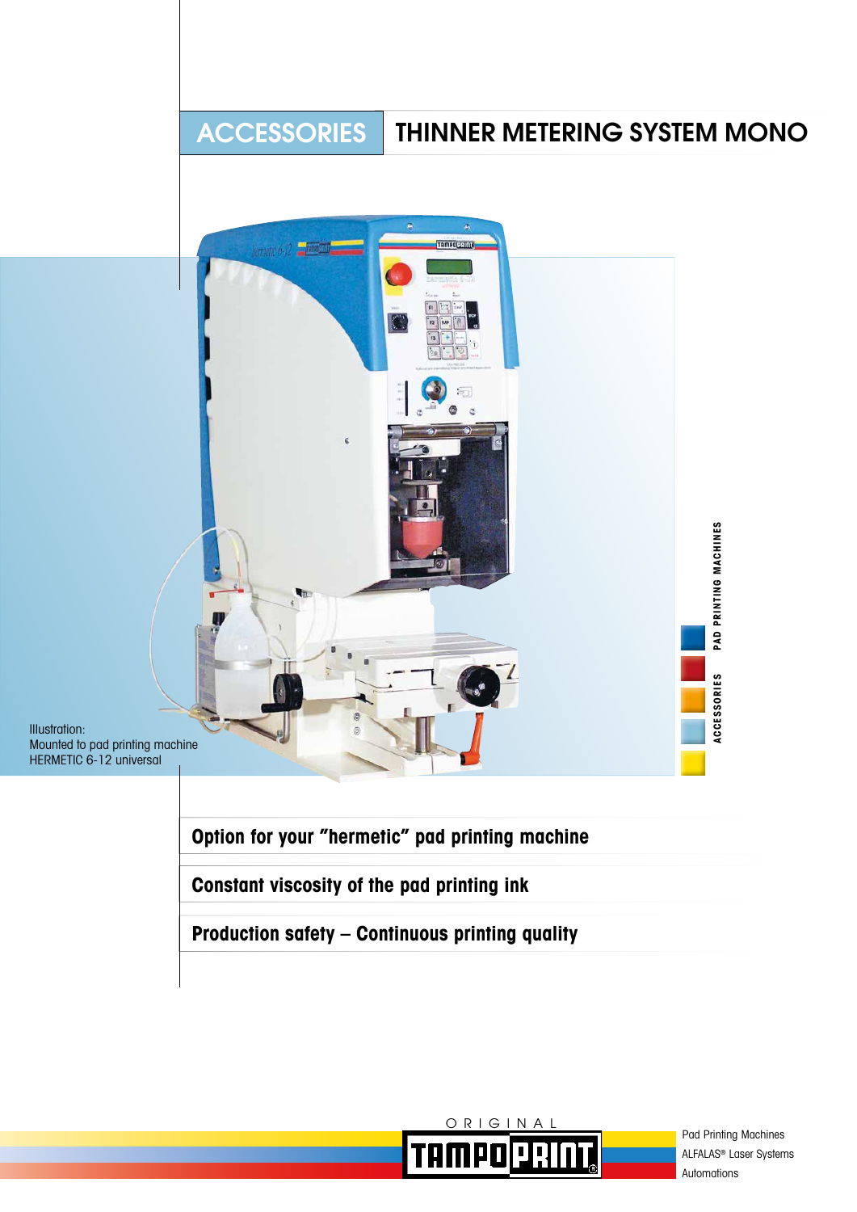# ACCESSORIES THINNER METERING SYSTEM MONO

Illustration:
Mounted to pad printing machine
HERMETIC 6-12 universal

PAD PRINTING MACHINES

ACCESSORIES

## Option for your "hermetic" pad printing machine

## Constant viscosity of the pad printing ink

## Production safety – Continuous printing quality

ORIGINAL TAMPOPRINT

Pad Printing Machines
ALFALAS® Laser Systems
Automations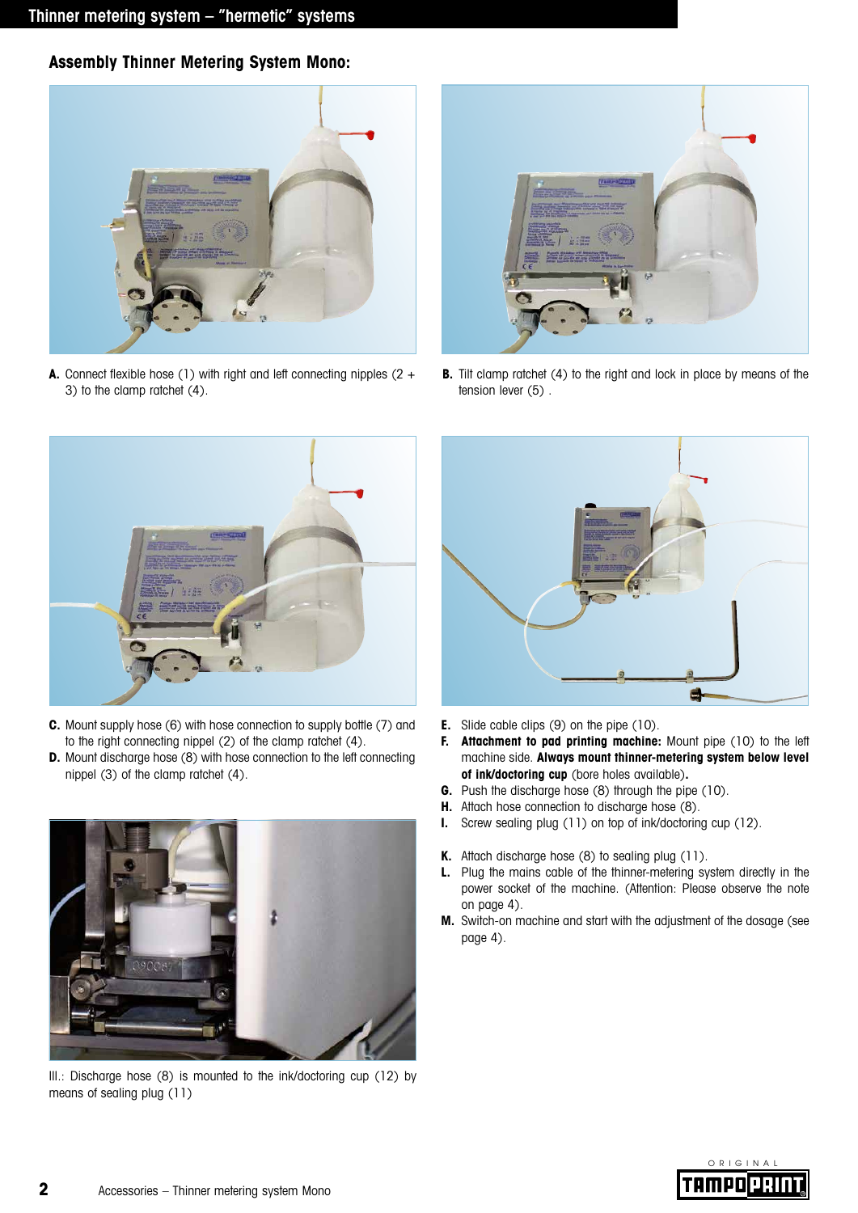## Thinner metering system – "hermetic" systems

### Assembly Thinner Metering System Mono:

**A.** Connect flexible hose (1) with right and left connecting nipples (2 + 3) to the clamp ratchet (4).

**B.** Tilt clamp ratchet (4) to the right and lock in place by means of the tension lever (5) .

**C.** Mount supply hose (6) with hose connection to supply bottle (7) and to the right connecting nippel (2) of the clamp ratchet (4).

**D.** Mount discharge hose (8) with hose connection to the left connecting nippel (3) of the clamp ratchet (4).

Ill.: Discharge hose (8) is mounted to the ink/doctoring cup (12) by means of sealing plug (11)

**E.** Slide cable clips (9) on the pipe (10).

**F.** **Attachment to pad printing machine:** Mount pipe (10) to the left machine side. **Always mount thinner-metering system below level of ink/doctoring cup** (bore holes available)**.**

**G.** Push the discharge hose (8) through the pipe (10).

**H.** Attach hose connection to discharge hose (8).

**I.** Screw sealing plug (11) on top of ink/doctoring cup (12).

**K.** Attach discharge hose (8) to sealing plug (11).

**L.** Plug the mains cable of the thinner-metering system directly in the power socket of the machine. (Attention: Please observe the note on page 4).

**M.** Switch-on machine and start with the adjustment of the dosage (see page 4).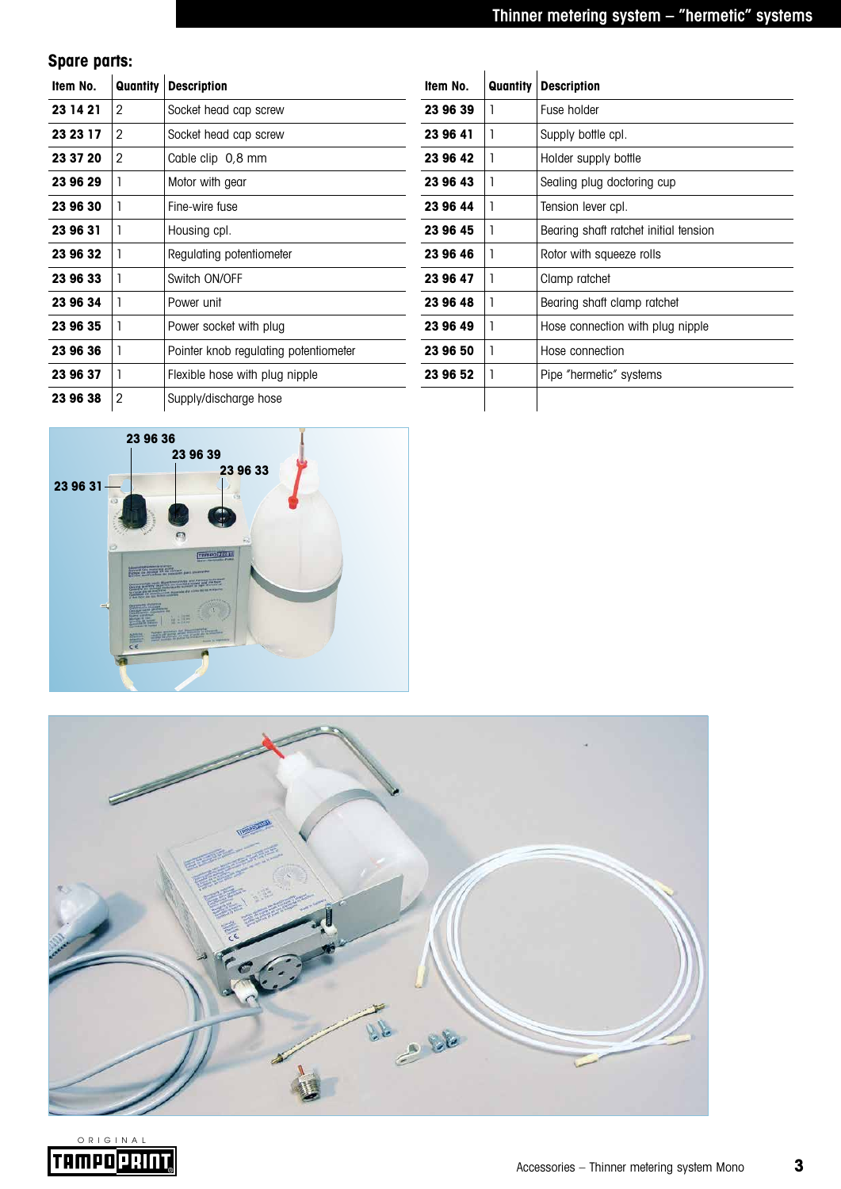## Spare parts:

| Item No. | Quantity | Description |
|---|---|---|
| 23 14 21 | 2 | Socket head cap screw |
| 23 23 17 | 2 | Socket head cap screw |
| 23 37 20 | 2 | Cable clip 0,8 mm |
| 23 96 29 | 1 | Motor with gear |
| 23 96 30 | 1 | Fine-wire fuse |
| 23 96 31 | 1 | Housing cpl. |
| 23 96 32 | 1 | Regulating potentiometer |
| 23 96 33 | 1 | Switch ON/OFF |
| 23 96 34 | 1 | Power unit |
| 23 96 35 | 1 | Power socket with plug |
| 23 96 36 | 1 | Pointer knob regulating potentiometer |
| 23 96 37 | 1 | Flexible hose with plug nipple |
| 23 96 38 | 2 | Supply/discharge hose |
| 23 96 39 | 1 | Fuse holder |
| 23 96 41 | 1 | Supply bottle cpl. |
| 23 96 42 | 1 | Holder supply bottle |
| 23 96 43 | 1 | Sealing plug doctoring cup |
| 23 96 44 | 1 | Tension lever cpl. |
| 23 96 45 | 1 | Bearing shaft ratchet initial tension |
| 23 96 46 | 1 | Rotor with squeeze rolls |
| 23 96 47 | 1 | Clamp ratchet |
| 23 96 48 | 1 | Bearing shaft clamp ratchet |
| 23 96 49 | 1 | Hose connection with plug nipple |
| 23 96 50 | 1 | Hose connection |
| 23 96 52 | 1 | Pipe "hermetic" systems |

23 96 36
23 96 39
23 96 33
23 96 31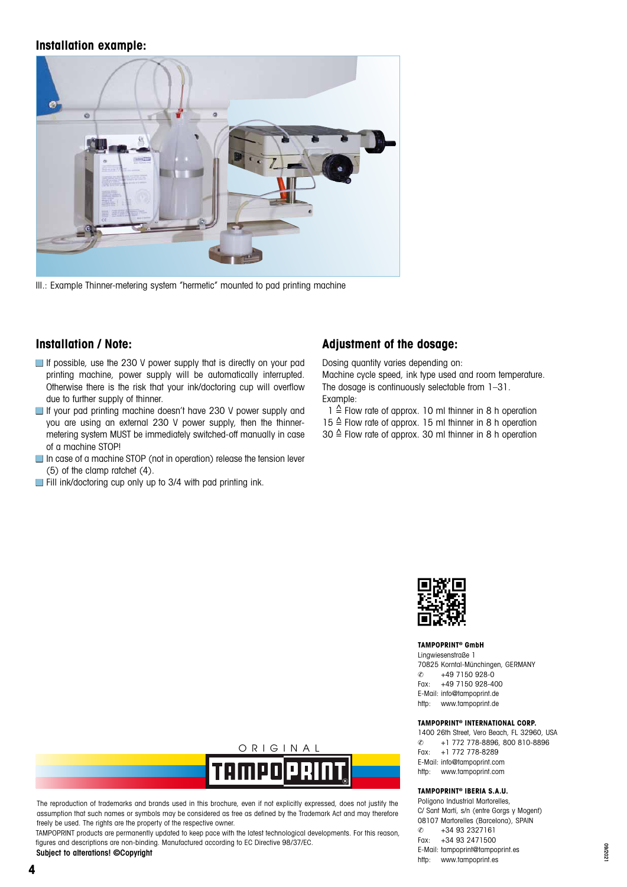## Installation example:

Ill.: Example Thinner-metering system "hermetic" mounted to pad printing machine

## Installation / Note:

- If possible, use the 230 V power supply that is directly on your pad printing machine, power supply will be automatically interrupted. Otherwise there is the risk that your ink/doctoring cup will overflow due to further supply of thinner.
- If your pad printing machine doesn't have 230 V power supply and you are using an external 230 V power supply, then the thinner-metering system MUST be immediately switched-off manually in case of a machine STOP!
- In case of a machine STOP (not in operation) release the tension lever (5) of the clamp ratchet (4).
- Fill ink/doctoring cup only up to 3/4 with pad printing ink.

## Adjustment of the dosage:

Dosing quantity varies depending on:
Machine cycle speed, ink type used and room temperature.
The dosage is continuously selectable from 1–31.
Example:

1 ≙ Flow rate of approx. 10 ml thinner in 8 h operation
15 ≙ Flow rate of approx. 15 ml thinner in 8 h operation
30 ≙ Flow rate of approx. 30 ml thinner in 8 h operation

ORIGINAL TAMPOPRINT®

The reproduction of trademarks and brands used in this brochure, even if not explicitly expressed, does not justify the assumption that such names or symbols may be considered as free as defined by the Trademark Act and may therefore freely be used. The rights are the property of the respective owner.
TAMPOPRINT products are permanently updated to keep pace with the latest technological developments. For this reason, figures and descriptions are non-binding. Manufactured according to EC Directive 98/37/EC.
**Subject to alterations! ©Copyright**

**TAMPOPRINT® GmbH**
Lingwiesenstraße 1
70825 Korntal-Münchingen, GERMANY
✆ +49 7150 928-0
Fax: +49 7150 928-400
E-Mail: info@tampoprint.de
http: www.tampoprint.de

**TAMPOPRINT® INTERNATIONAL CORP.**
1400 26th Street, Vero Beach, FL 32960, USA
✆ +1 772 778-8896, 800 810-8896
Fax: +1 772 778-8289
E-Mail: info@tampoprint.com
http: www.tampoprint.com

**TAMPOPRINT® IBERIA S.A.U.**
Polígono Industrial Martorelles,
C/ Sant Martí, s/n (entre Gorgs y Mogent)
08107 Martorelles (Barcelona), SPAIN
✆ +34 93 2327161
Fax: +34 93 2471500
E-Mail: tampoprint@tampoprint.es
http: www.tampoprint.es

09/2021